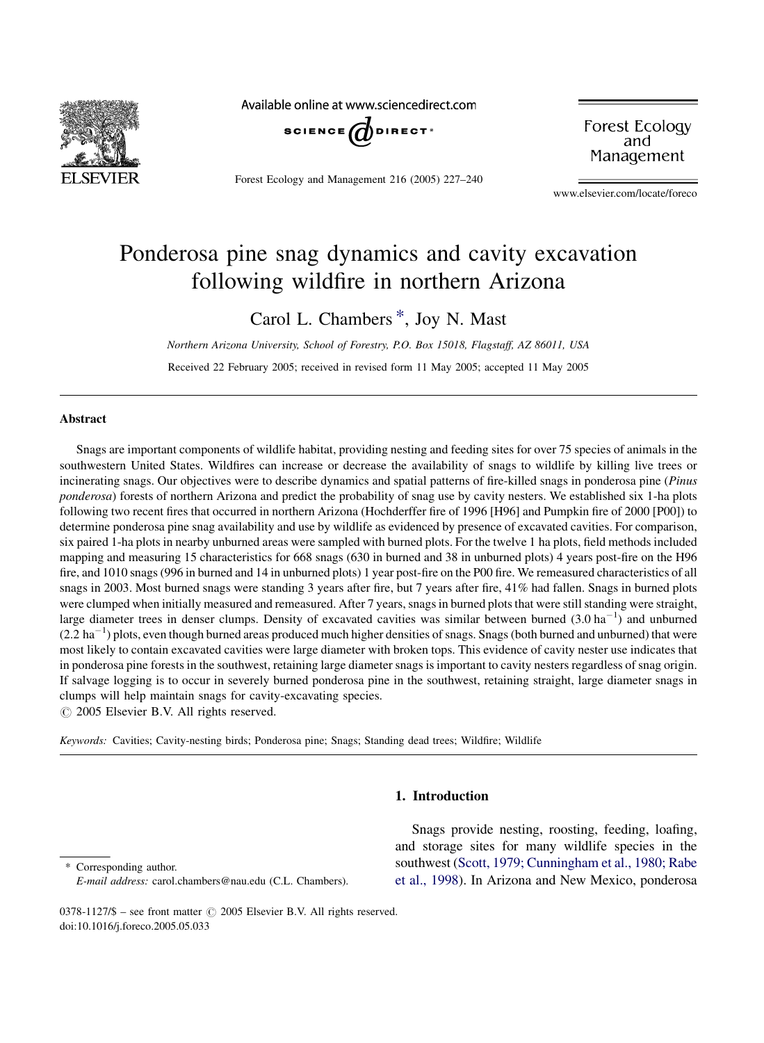# Ponderosa pine snag dynamics and cavity excavation following wildfire in northern Arizona

Carol L. Chambers *, Joy N. Mast

*Northern Arizona University, School of Forestry, P.O. Box 15018, Flagstaff, AZ 86011, USA*

Received 22 February 2005; received in revised form 11 May 2005; accepted 11 May 2005

## Abstract

Snags are important components of wildlife habitat, providing nesting and feeding sites for over 75 species of animals in the southwestern United States. Wildfires can increase or decrease the availability of snags to wildlife by killing live trees or incinerating snags. Our objectives were to describe dynamics and spatial patterns of fire-killed snags in ponderosa pine (*Pinus ponderosa*) forests of northern Arizona and predict the probability of snag use by cavity nesters. We established six 1-ha plots following two recent fires that occurred in northern Arizona (Hochderffer fire of 1996 [H96] and Pumpkin fire of 2000 [P00]) to determine ponderosa pine snag availability and use by wildlife as evidenced by presence of excavated cavities. For comparison, six paired 1-ha plots in nearby unburned areas were sampled with burned plots. For the twelve 1 ha plots, field methods included mapping and measuring 15 characteristics for 668 snags (630 in burned and 38 in unburned plots) 4 years post-fire on the H96 fire, and 1010 snags (996 in burned and 14 in unburned plots) 1 year post-fire on the P00 fire. We remeasured characteristics of all snags in 2003. Most burned snags were standing 3 years after fire, but 7 years after fire, 41% had fallen. Snags in burned plots were clumped when initially measured and remeasured. After 7 years, snags in burned plots that were still standing were straight, large diameter trees in denser clumps. Density of excavated cavities was similar between burned (3.0 $ha^{-1}$) and unburned (2.2 $ha^{-1}$) plots, even though burned areas produced much higher densities of snags. Snags (both burned and unburned) that were most likely to contain excavated cavities were large diameter with broken tops. This evidence of cavity nester use indicates that in ponderosa pine forests in the southwest, retaining large diameter snags is important to cavity nesters regardless of snag origin. If salvage logging is to occur in severely burned ponderosa pine in the southwest, retaining straight, large diameter snags in clumps will help maintain snags for cavity-excavating species.

© 2005 Elsevier B.V. All rights reserved.

*Keywords:* Cavities; Cavity-nesting birds; Ponderosa pine; Snags; Standing dead trees; Wildfire; Wildlife

## 1. Introduction

Snags provide nesting, roosting, feeding, loafing, and storage sites for many wildlife species in the southwest (Scott, 1979; Cunningham et al., 1980; Rabe et al., 1998). In Arizona and New Mexico, ponderosa

---

* Corresponding author.
*E-mail address:* carol.chambers@nau.edu (C.L. Chambers).

0378-1127/$ – see front matter © 2005 Elsevier B.V. All rights reserved.
doi:10.1016/j.foreco.2005.05.033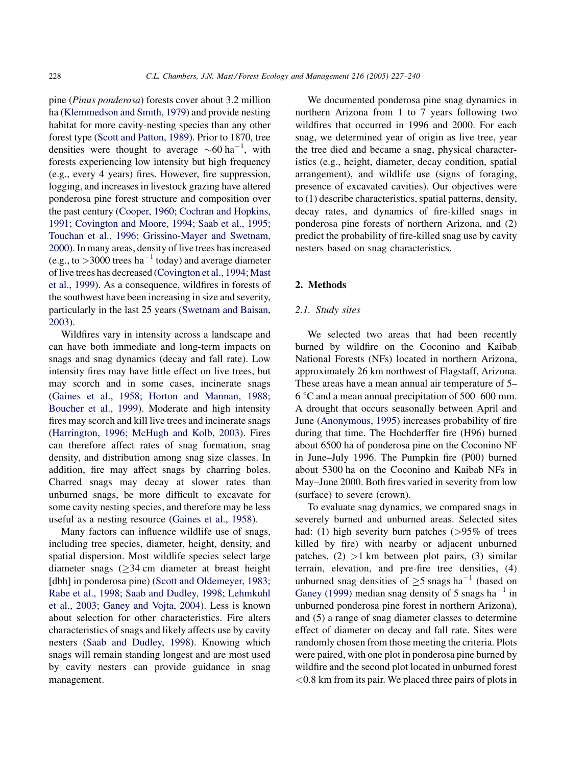pine (*Pinus ponderosa*) forests cover about 3.2 million ha (Klemmedson and Smith, 1979) and provide nesting habitat for more cavity-nesting species than any other forest type (Scott and Patton, 1989). Prior to 1870, tree densities were thought to average $\sim$60 ha$^{-1}$, with forests experiencing low intensity but high frequency (e.g., every 4 years) fires. However, fire suppression, logging, and increases in livestock grazing have altered ponderosa pine forest structure and composition over the past century (Cooper, 1960; Cochran and Hopkins, 1991; Covington and Moore, 1994; Saab et al., 1995; Touchan et al., 1996; Grissino-Mayer and Swetnam, 2000). In many areas, density of live trees has increased (e.g., to >3000 trees ha$^{-1}$ today) and average diameter of live trees has decreased (Covington et al., 1994; Mast et al., 1999). As a consequence, wildfires in forests of the southwest have been increasing in size and severity, particularly in the last 25 years (Swetnam and Baisan, 2003).

Wildfires vary in intensity across a landscape and can have both immediate and long-term impacts on snags and snag dynamics (decay and fall rate). Low intensity fires may have little effect on live trees, but may scorch and in some cases, incinerate snags (Gaines et al., 1958; Horton and Mannan, 1988; Boucher et al., 1999). Moderate and high intensity fires may scorch and kill live trees and incinerate snags (Harrington, 1996; McHugh and Kolb, 2003). Fires can therefore affect rates of snag formation, snag density, and distribution among snag size classes. In addition, fire may affect snags by charring boles. Charred snags may decay at slower rates than unburned snags, be more difficult to excavate for some cavity nesting species, and therefore may be less useful as a nesting resource (Gaines et al., 1958).

Many factors can influence wildlife use of snags, including tree species, diameter, height, density, and spatial dispersion. Most wildlife species select large diameter snags ($\geq$34 cm diameter at breast height [dbh] in ponderosa pine) (Scott and Oldemeyer, 1983; Rabe et al., 1998; Saab and Dudley, 1998; Lehmkuhl et al., 2003; Ganey and Vojta, 2004). Less is known about selection for other characteristics. Fire alters characteristics of snags and likely affects use by cavity nesters (Saab and Dudley, 1998). Knowing which snags will remain standing longest and are most used by cavity nesters can provide guidance in snag management.

We documented ponderosa pine snag dynamics in northern Arizona from 1 to 7 years following two wildfires that occurred in 1996 and 2000. For each snag, we determined year of origin as live tree, year the tree died and became a snag, physical characteristics (e.g., height, diameter, decay condition, spatial arrangement), and wildlife use (signs of foraging, presence of excavated cavities). Our objectives were to (1) describe characteristics, spatial patterns, density, decay rates, and dynamics of fire-killed snags in ponderosa pine forests of northern Arizona, and (2) predict the probability of fire-killed snag use by cavity nesters based on snag characteristics.

## 2. Methods

### 2.1. Study sites

We selected two areas that had been recently burned by wildfire on the Coconino and Kaibab National Forests (NFs) located in northern Arizona, approximately 26 km northwest of Flagstaff, Arizona. These areas have a mean annual air temperature of 5–6 °C and a mean annual precipitation of 500–600 mm. A drought that occurs seasonally between April and June (Anonymous, 1995) increases probability of fire during that time. The Hochderffer fire (H96) burned about 6500 ha of ponderosa pine on the Coconino NF in June–July 1996. The Pumpkin fire (P00) burned about 5300 ha on the Coconino and Kaibab NFs in May–June 2000. Both fires varied in severity from low (surface) to severe (crown).

To evaluate snag dynamics, we compared snags in severely burned and unburned areas. Selected sites had: (1) high severity burn patches (>95% of trees killed by fire) with nearby or adjacent unburned patches, (2) >1 km between plot pairs, (3) similar terrain, elevation, and pre-fire tree densities, (4) unburned snag densities of $\geq$5 snags ha$^{-1}$ (based on Ganey (1999) median snag density of 5 snags ha$^{-1}$ in unburned ponderosa pine forest in northern Arizona), and (5) a range of snag diameter classes to determine effect of diameter on decay and fall rate. Sites were randomly chosen from those meeting the criteria. Plots were paired, with one plot in ponderosa pine burned by wildfire and the second plot located in unburned forest <0.8 km from its pair. We placed three pairs of plots in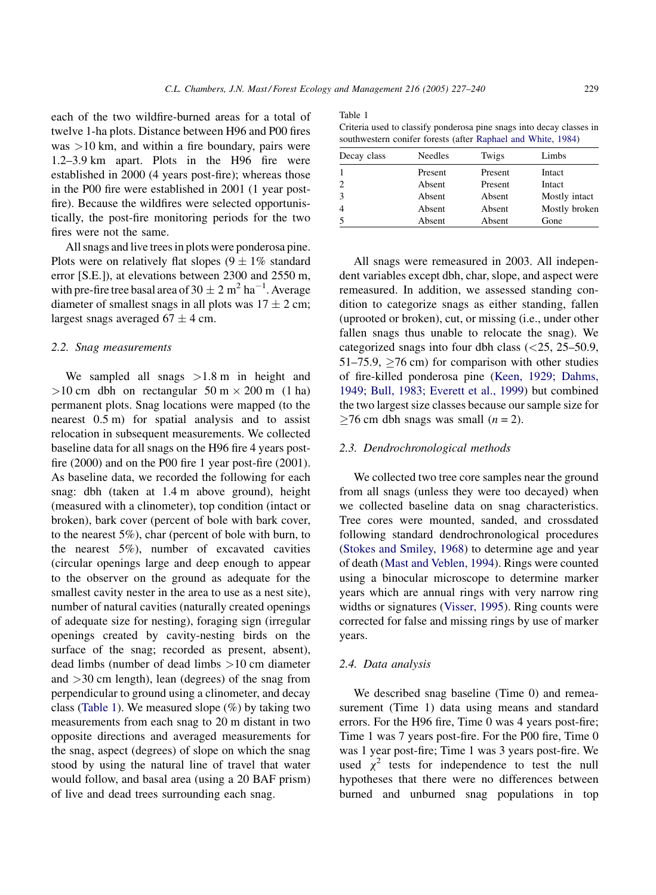each of the two wildfire-burned areas for a total of twelve 1-ha plots. Distance between H96 and P00 fires was >10 km, and within a fire boundary, pairs were 1.2–3.9 km apart. Plots in the H96 fire were established in 2000 (4 years post-fire); whereas those in the P00 fire were established in 2001 (1 year post-fire). Because the wildfires were selected opportunistically, the post-fire monitoring periods for the two fires were not the same.

All snags and live trees in plots were ponderosa pine. Plots were on relatively flat slopes (9 ± 1% standard error [S.E.]), at elevations between 2300 and 2550 m, with pre-fire tree basal area of 30 ± 2 $m^2$ $ha^{-1}$. Average diameter of smallest snags in all plots was 17 ± 2 cm; largest snags averaged 67 ± 4 cm.

### 2.2. Snag measurements

We sampled all snags >1.8 m in height and >10 cm dbh on rectangular 50 m × 200 m (1 ha) permanent plots. Snag locations were mapped (to the nearest 0.5 m) for spatial analysis and to assist relocation in subsequent measurements. We collected baseline data for all snags on the H96 fire 4 years post-fire (2000) and on the P00 fire 1 year post-fire (2001). As baseline data, we recorded the following for each snag: dbh (taken at 1.4 m above ground), height (measured with a clinometer), top condition (intact or broken), bark cover (percent of bole with bark cover, to the nearest 5%), char (percent of bole with burn, to the nearest 5%), number of excavated cavities (circular openings large and deep enough to appear to the observer on the ground as adequate for the smallest cavity nester in the area to use as a nest site), number of natural cavities (naturally created openings of adequate size for nesting), foraging sign (irregular openings created by cavity-nesting birds on the surface of the snag; recorded as present, absent), dead limbs (number of dead limbs >10 cm diameter and >30 cm length), lean (degrees) of the snag from perpendicular to ground using a clinometer, and decay class (Table 1). We measured slope (%) by taking two measurements from each snag to 20 m distant in two opposite directions and averaged measurements for the snag, aspect (degrees) of slope on which the snag stood by using the natural line of travel that water would follow, and basal area (using a 20 BAF prism) of live and dead trees surrounding each snag.

Table 1
Criteria used to classify ponderosa pine snags into decay classes in southwestern conifer forests (after Raphael and White, 1984)

| Decay class | Needles | Twigs | Limbs |
|---|---|---|---|
| 1 | Present | Present | Intact |
| 2 | Absent | Present | Intact |
| 3 | Absent | Absent | Mostly intact |
| 4 | Absent | Absent | Mostly broken |
| 5 | Absent | Absent | Gone |

All snags were remeasured in 2003. All independent variables except dbh, char, slope, and aspect were remeasured. In addition, we assessed standing condition to categorize snags as either standing, fallen (uprooted or broken), cut, or missing (i.e., under other fallen snags thus unable to relocate the snag). We categorized snags into four dbh class (<25, 25–50.9, 51–75.9, ≥76 cm) for comparison with other studies of fire-killed ponderosa pine (Keen, 1929; Dahms, 1949; Bull, 1983; Everett et al., 1999) but combined the two largest size classes because our sample size for ≥76 cm dbh snags was small ($n = 2$).

### 2.3. Dendrochronological methods

We collected two tree core samples near the ground from all snags (unless they were too decayed) when we collected baseline data on snag characteristics. Tree cores were mounted, sanded, and crossdated following standard dendrochronological procedures (Stokes and Smiley, 1968) to determine age and year of death (Mast and Veblen, 1994). Rings were counted using a binocular microscope to determine marker years which are annual rings with very narrow ring widths or signatures (Visser, 1995). Ring counts were corrected for false and missing rings by use of marker years.

### 2.4. Data analysis

We described snag baseline (Time 0) and remeasurement (Time 1) data using means and standard errors. For the H96 fire, Time 0 was 4 years post-fire; Time 1 was 7 years post-fire. For the P00 fire, Time 0 was 1 year post-fire; Time 1 was 3 years post-fire. We used $\chi^2$ tests for independence to test the null hypotheses that there were no differences between burned and unburned snag populations in top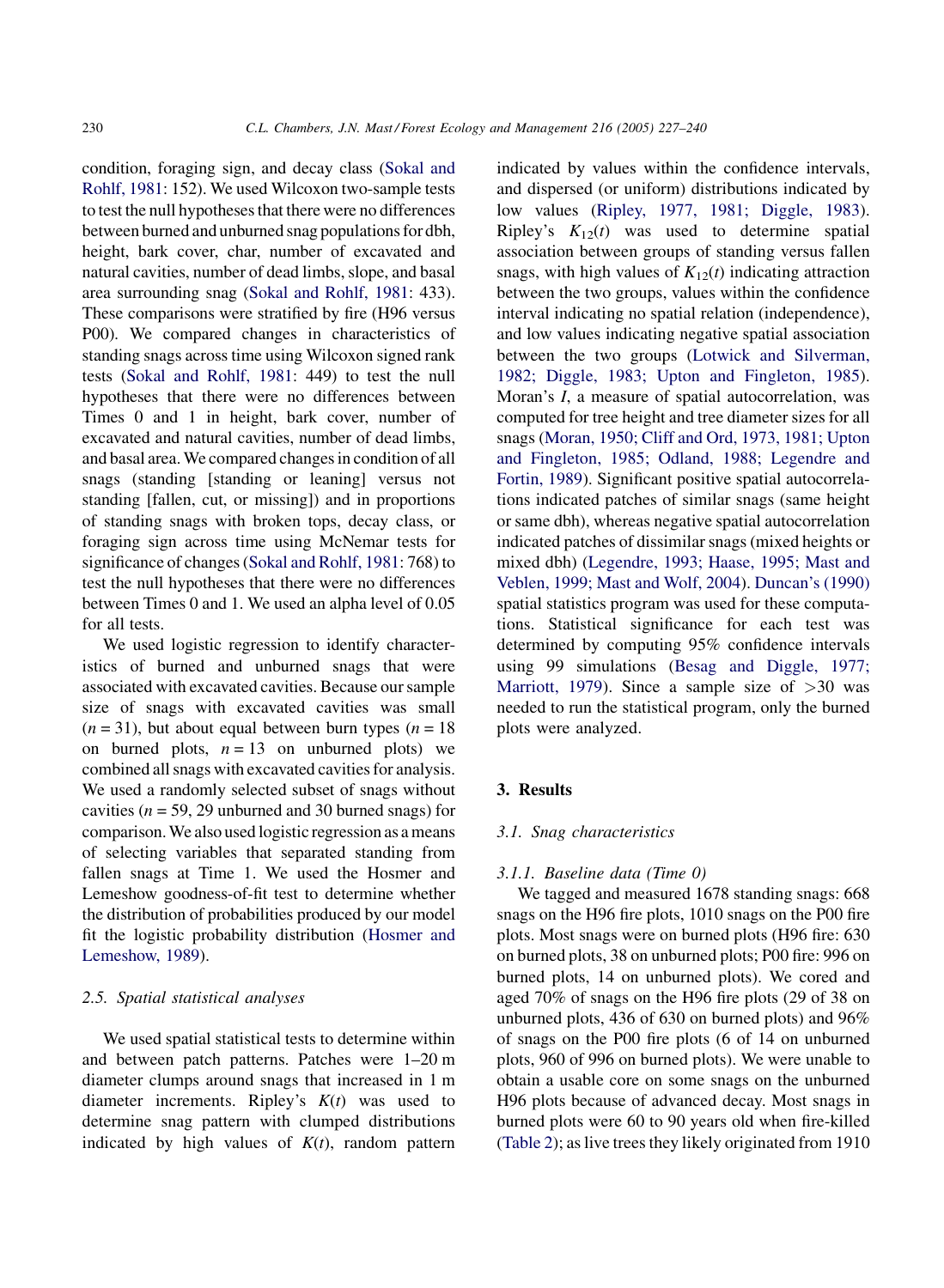condition, foraging sign, and decay class (Sokal and Rohlf, 1981: 152). We used Wilcoxon two-sample tests to test the null hypotheses that there were no differences between burned and unburned snag populations for dbh, height, bark cover, char, number of excavated and natural cavities, number of dead limbs, slope, and basal area surrounding snag (Sokal and Rohlf, 1981: 433). These comparisons were stratified by fire (H96 versus P00). We compared changes in characteristics of standing snags across time using Wilcoxon signed rank tests (Sokal and Rohlf, 1981: 449) to test the null hypotheses that there were no differences between Times 0 and 1 in height, bark cover, number of excavated and natural cavities, number of dead limbs, and basal area. We compared changes in condition of all snags (standing [standing or leaning] versus not standing [fallen, cut, or missing]) and in proportions of standing snags with broken tops, decay class, or foraging sign across time using McNemar tests for significance of changes (Sokal and Rohlf, 1981: 768) to test the null hypotheses that there were no differences between Times 0 and 1. We used an alpha level of 0.05 for all tests.

We used logistic regression to identify characteristics of burned and unburned snags that were associated with excavated cavities. Because our sample size of snags with excavated cavities was small ($n = 31$), but about equal between burn types ($n = 18$ on burned plots, $n = 13$ on unburned plots) we combined all snags with excavated cavities for analysis. We used a randomly selected subset of snags without cavities ($n = 59$, 29 unburned and 30 burned snags) for comparison. We also used logistic regression as a means of selecting variables that separated standing from fallen snags at Time 1. We used the Hosmer and Lemeshow goodness-of-fit test to determine whether the distribution of probabilities produced by our model fit the logistic probability distribution (Hosmer and Lemeshow, 1989).

### 2.5. Spatial statistical analyses

We used spatial statistical tests to determine within and between patch patterns. Patches were 1–20 m diameter clumps around snags that increased in 1 m diameter increments. Ripley's $K(t)$ was used to determine snag pattern with clumped distributions indicated by high values of $K(t)$, random pattern indicated by values within the confidence intervals, and dispersed (or uniform) distributions indicated by low values (Ripley, 1977, 1981; Diggle, 1983). Ripley's $K_{12}(t)$ was used to determine spatial association between groups of standing versus fallen snags, with high values of $K_{12}(t)$ indicating attraction between the two groups, values within the confidence interval indicating no spatial relation (independence), and low values indicating negative spatial association between the two groups (Lotwick and Silverman, 1982; Diggle, 1983; Upton and Fingleton, 1985). Moran's $I$, a measure of spatial autocorrelation, was computed for tree height and tree diameter sizes for all snags (Moran, 1950; Cliff and Ord, 1973, 1981; Upton and Fingleton, 1985; Odland, 1988; Legendre and Fortin, 1989). Significant positive spatial autocorrelations indicated patches of similar snags (same height or same dbh), whereas negative spatial autocorrelation indicated patches of dissimilar snags (mixed heights or mixed dbh) (Legendre, 1993; Haase, 1995; Mast and Veblen, 1999; Mast and Wolf, 2004). Duncan's (1990) spatial statistics program was used for these computations. Statistical significance for each test was determined by computing 95% confidence intervals using 99 simulations (Besag and Diggle, 1977; Marriott, 1979). Since a sample size of >30 was needed to run the statistical program, only the burned plots were analyzed.

## 3. Results

### 3.1. Snag characteristics

#### 3.1.1. Baseline data (Time 0)

We tagged and measured 1678 standing snags: 668 snags on the H96 fire plots, 1010 snags on the P00 fire plots. Most snags were on burned plots (H96 fire: 630 on burned plots, 38 on unburned plots; P00 fire: 996 on burned plots, 14 on unburned plots). We cored and aged 70% of snags on the H96 fire plots (29 of 38 on unburned plots, 436 of 630 on burned plots) and 96% of snags on the P00 fire plots (6 of 14 on unburned plots, 960 of 996 on burned plots). We were unable to obtain a usable core on some snags on the unburned H96 plots because of advanced decay. Most snags in burned plots were 60 to 90 years old when fire-killed (Table 2); as live trees they likely originated from 1910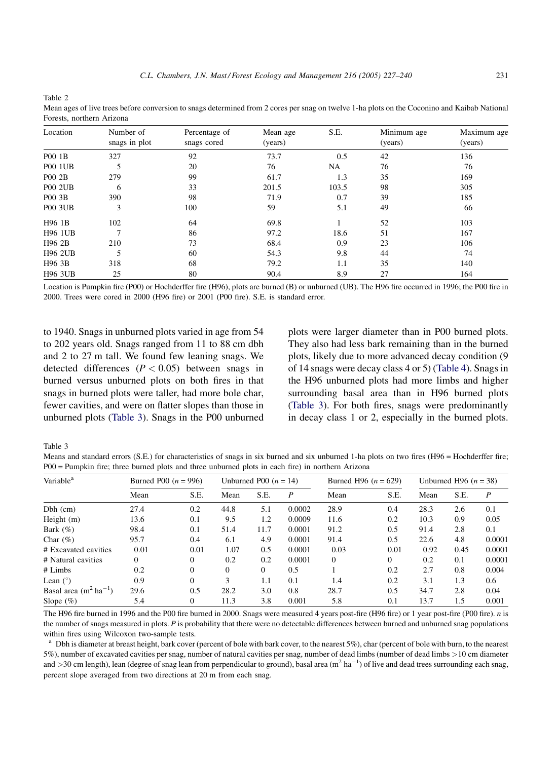Table 2

Mean ages of live trees before conversion to snags determined from 2 cores per snag on twelve 1-ha plots on the Coconino and Kaibab National Forests, northern Arizona

| Location | Number of snags in plot | Percentage of snags cored | Mean age (years) | S.E. | Minimum age (years) | Maximum age (years) |
|---|---|---|---|---|---|---|
| P00 1B | 327 | 92 | 73.7 | 0.5 | 42 | 136 |
| P00 1UB | 5 | 20 | 76 | NA | 76 | 76 |
| P00 2B | 279 | 99 | 61.7 | 1.3 | 35 | 169 |
| P00 2UB | 6 | 33 | 201.5 | 103.5 | 98 | 305 |
| P00 3B | 390 | 98 | 71.9 | 0.7 | 39 | 185 |
| P00 3UB | 3 | 100 | 59 | 5.1 | 49 | 66 |
| H96 1B | 102 | 64 | 69.8 | 1 | 52 | 103 |
| H96 1UB | 7 | 86 | 97.2 | 18.6 | 51 | 167 |
| H96 2B | 210 | 73 | 68.4 | 0.9 | 23 | 106 |
| H96 2UB | 5 | 60 | 54.3 | 9.8 | 44 | 74 |
| H96 3B | 318 | 68 | 79.2 | 1.1 | 35 | 140 |
| H96 3UB | 25 | 80 | 90.4 | 8.9 | 27 | 164 |

Location is Pumpkin fire (P00) or Hochderffer fire (H96), plots are burned (B) or unburned (UB). The H96 fire occurred in 1996; the P00 fire in 2000. Trees were cored in 2000 (H96 fire) or 2001 (P00 fire). S.E. is standard error.

to 1940. Snags in unburned plots varied in age from 54 to 202 years old. Snags ranged from 11 to 88 cm dbh and 2 to 27 m tall. We found few leaning snags. We detected differences ($P < 0.05$) between snags in burned versus unburned plots on both fires in that snags in burned plots were taller, had more bole char, fewer cavities, and were on flatter slopes than those in unburned plots (Table 3). Snags in the P00 unburned plots were larger diameter than in P00 burned plots. They also had less bark remaining than in the burned plots, likely due to more advanced decay condition (9 of 14 snags were decay class 4 or 5) (Table 4). Snags in the H96 unburned plots had more limbs and higher surrounding basal area than in H96 burned plots (Table 3). For both fires, snags were predominantly in decay class 1 or 2, especially in the burned plots.

Table 3

Means and standard errors (S.E.) for characteristics of snags in six burned and six unburned 1-ha plots on two fires (H96 = Hochderffer fire; P00 = Pumpkin fire; three burned plots and three unburned plots in each fire) in northern Arizona

| Variable[a] | Burned P00 ($n = 996$) | | Unburned P00 ($n = 14$) | | | Burned H96 ($n = 629$) | | Unburned H96 ($n = 38$) | | |
|---|---|---|---|---|---|---|---|---|---|---|
| | Mean | S.E. | Mean | S.E. | $P$ | Mean | S.E. | Mean | S.E. | $P$ |
| Dbh (cm) | 27.4 | 0.2 | 44.8 | 5.1 | 0.0002 | 28.9 | 0.4 | 28.3 | 2.6 | 0.1 |
| Height (m) | 13.6 | 0.1 | 9.5 | 1.2 | 0.0009 | 11.6 | 0.2 | 10.3 | 0.9 | 0.05 |
| Bark (%) | 98.4 | 0.1 | 51.4 | 11.7 | 0.0001 | 91.2 | 0.5 | 91.4 | 2.8 | 0.1 |
| Char (%) | 95.7 | 0.4 | 6.1 | 4.9 | 0.0001 | 91.4 | 0.5 | 22.6 | 4.8 | 0.0001 |
| # Excavated cavities | 0.01 | 0.01 | 1.07 | 0.5 | 0.0001 | 0.03 | 0.01 | 0.92 | 0.45 | 0.0001 |
| # Natural cavities | 0 | 0 | 0.2 | 0.2 | 0.0001 | 0 | 0 | 0.2 | 0.1 | 0.0001 |
| # Limbs | 0.2 | 0 | 0 | 0 | 0.5 | 1 | 0.2 | 2.7 | 0.8 | 0.004 |
| Lean (°) | 0.9 | 0 | 3 | 1.1 | 0.1 | 1.4 | 0.2 | 3.1 | 1.3 | 0.6 |
| Basal area ($m^2$ $ha^{-1}$) | 29.6 | 0.5 | 28.2 | 3.0 | 0.8 | 28.7 | 0.5 | 34.7 | 2.8 | 0.04 |
| Slope (%) | 5.4 | 0 | 11.3 | 3.8 | 0.001 | 5.8 | 0.1 | 13.7 | 1.5 | 0.001 |

The H96 fire burned in 1996 and the P00 fire burned in 2000. Snags were measured 4 years post-fire (H96 fire) or 1 year post-fire (P00 fire). $n$ is the number of snags measured in plots. $P$ is probability that there were no detectable differences between burned and unburned snag populations within fires using Wilcoxon two-sample tests.

[a] Dbh is diameter at breast height, bark cover (percent of bole with bark cover, to the nearest 5%), char (percent of bole with burn, to the nearest 5%), number of excavated cavities per snag, number of natural cavities per snag, number of dead limbs (number of dead limbs >10 cm diameter and >30 cm length), lean (degree of snag lean from perpendicular to ground), basal area ($m^2$ $ha^{-1}$) of live and dead trees surrounding each snag, percent slope averaged from two directions at 20 m from each snag.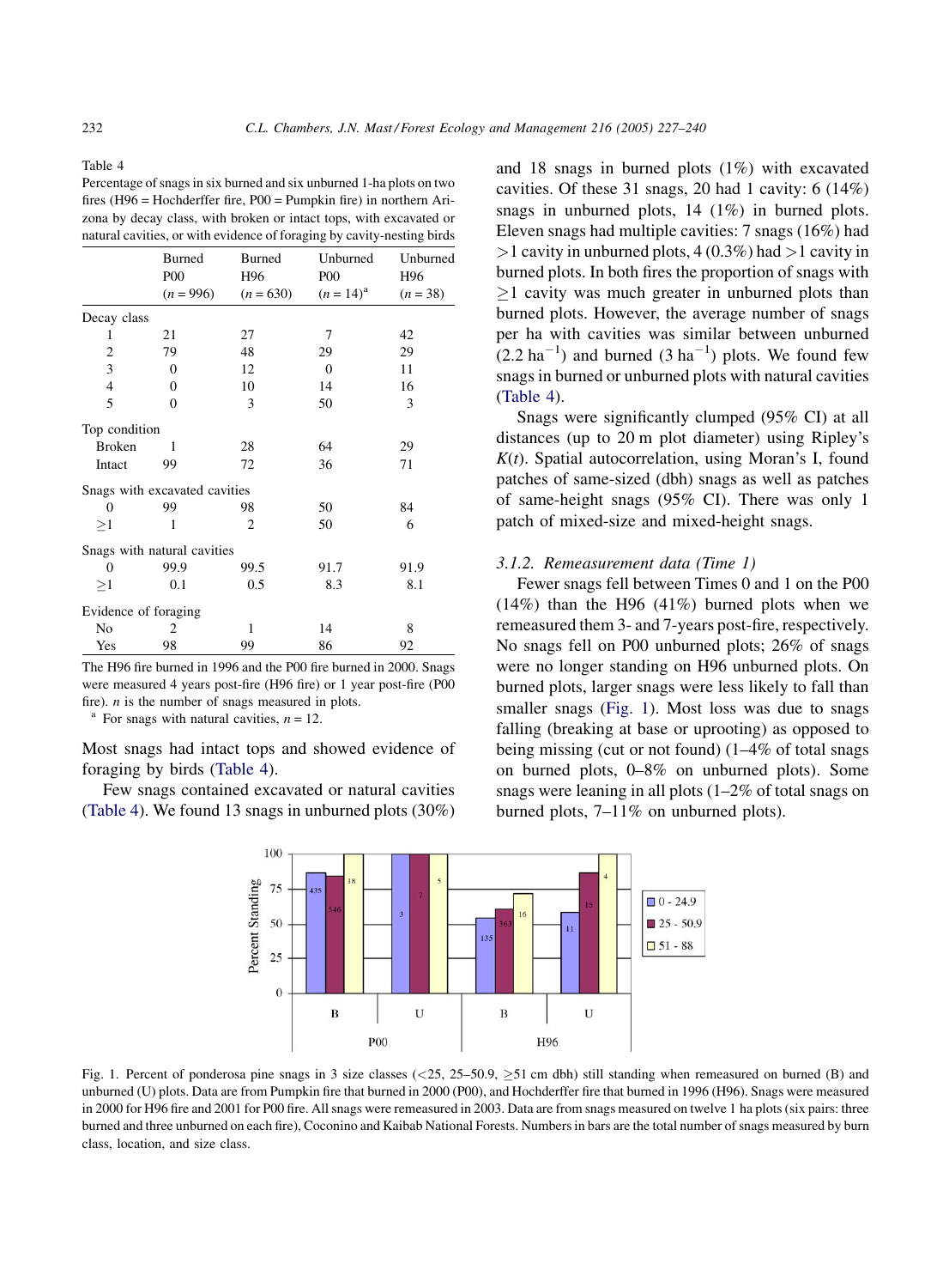Table 4
Percentage of snags in six burned and six unburned 1-ha plots on two fires (H96 = Hochderffer fire, P00 = Pumpkin fire) in northern Arizona by decay class, with broken or intact tops, with excavated or natural cavities, or with evidence of foraging by cavity-nesting birds

| | Burned P00 ($n$ = 996) | Burned H96 ($n$ = 630) | Unburned P00 ($n$ = 14)[a] | Unburned H96 ($n$ = 38) |
|---|---|---|---|---|
| Decay class | | | | |
| 1 | 21 | 27 | 7 | 42 |
| 2 | 79 | 48 | 29 | 29 |
| 3 | 0 | 12 | 0 | 11 |
| 4 | 0 | 10 | 14 | 16 |
| 5 | 0 | 3 | 50 | 3 |
| Top condition | | | | |
| Broken | 1 | 28 | 64 | 29 |
| Intact | 99 | 72 | 36 | 71 |
| Snags with excavated cavities | | | | |
| 0 | 99 | 98 | 50 | 84 |
| ≥1 | 1 | 2 | 50 | 6 |
| Snags with natural cavities | | | | |
| 0 | 99.9 | 99.5 | 91.7 | 91.9 |
| ≥1 | 0.1 | 0.5 | 8.3 | 8.1 |
| Evidence of foraging | | | | |
| No | 2 | 1 | 14 | 8 |
| Yes | 98 | 99 | 86 | 92 |

The H96 fire burned in 1996 and the P00 fire burned in 2000. Snags were measured 4 years post-fire (H96 fire) or 1 year post-fire (P00 fire). $n$ is the number of snags measured in plots.

[a] For snags with natural cavities, $n$ = 12.

Most snags had intact tops and showed evidence of foraging by birds (Table 4).

Few snags contained excavated or natural cavities (Table 4). We found 13 snags in unburned plots (30%) and 18 snags in burned plots (1%) with excavated cavities. Of these 31 snags, 20 had 1 cavity: 6 (14%) snags in unburned plots, 14 (1%) in burned plots. Eleven snags had multiple cavities: 7 snags (16%) had >1 cavity in unburned plots, 4 (0.3%) had >1 cavity in burned plots. In both fires the proportion of snags with ≥1 cavity was much greater in unburned plots than burned plots. However, the average number of snags per ha with cavities was similar between unburned (2.2 $ha^{-1}$) and burned (3 $ha^{-1}$) plots. We found few snags in burned or unburned plots with natural cavities (Table 4).

Snags were significantly clumped (95% CI) at all distances (up to 20 m plot diameter) using Ripley's $K(t)$. Spatial autocorrelation, using Moran's I, found patches of same-sized (dbh) snags as well as patches of same-height snags (95% CI). There was only 1 patch of mixed-size and mixed-height snags.

### 3.1.2. Remeasurement data (Time 1)

Fewer snags fell between Times 0 and 1 on the P00 (14%) than the H96 (41%) burned plots when we remeasured them 3- and 7-years post-fire, respectively. No snags fell on P00 unburned plots; 26% of snags were no longer standing on H96 unburned plots. On burned plots, larger snags were less likely to fall than smaller snags (Fig. 1). Most loss was due to snags falling (breaking at base or uprooting) as opposed to being missing (cut or not found) (1–4% of total snags on burned plots, 0–8% on unburned plots). Some snags were leaning in all plots (1–2% of total snags on burned plots, 7–11% on unburned plots).

Fig. 1. Percent of ponderosa pine snags in 3 size classes (<25, 25–50.9, ≥51 cm dbh) still standing when remeasured on burned (B) and unburned (U) plots. Data are from Pumpkin fire that burned in 2000 (P00), and Hochderffer fire that burned in 1996 (H96). Snags were measured in 2000 for H96 fire and 2001 for P00 fire. All snags were remeasured in 2003. Data are from snags measured on twelve 1 ha plots (six pairs: three burned and three unburned on each fire), Coconino and Kaibab National Forests. Numbers in bars are the total number of snags measured by burn class, location, and size class.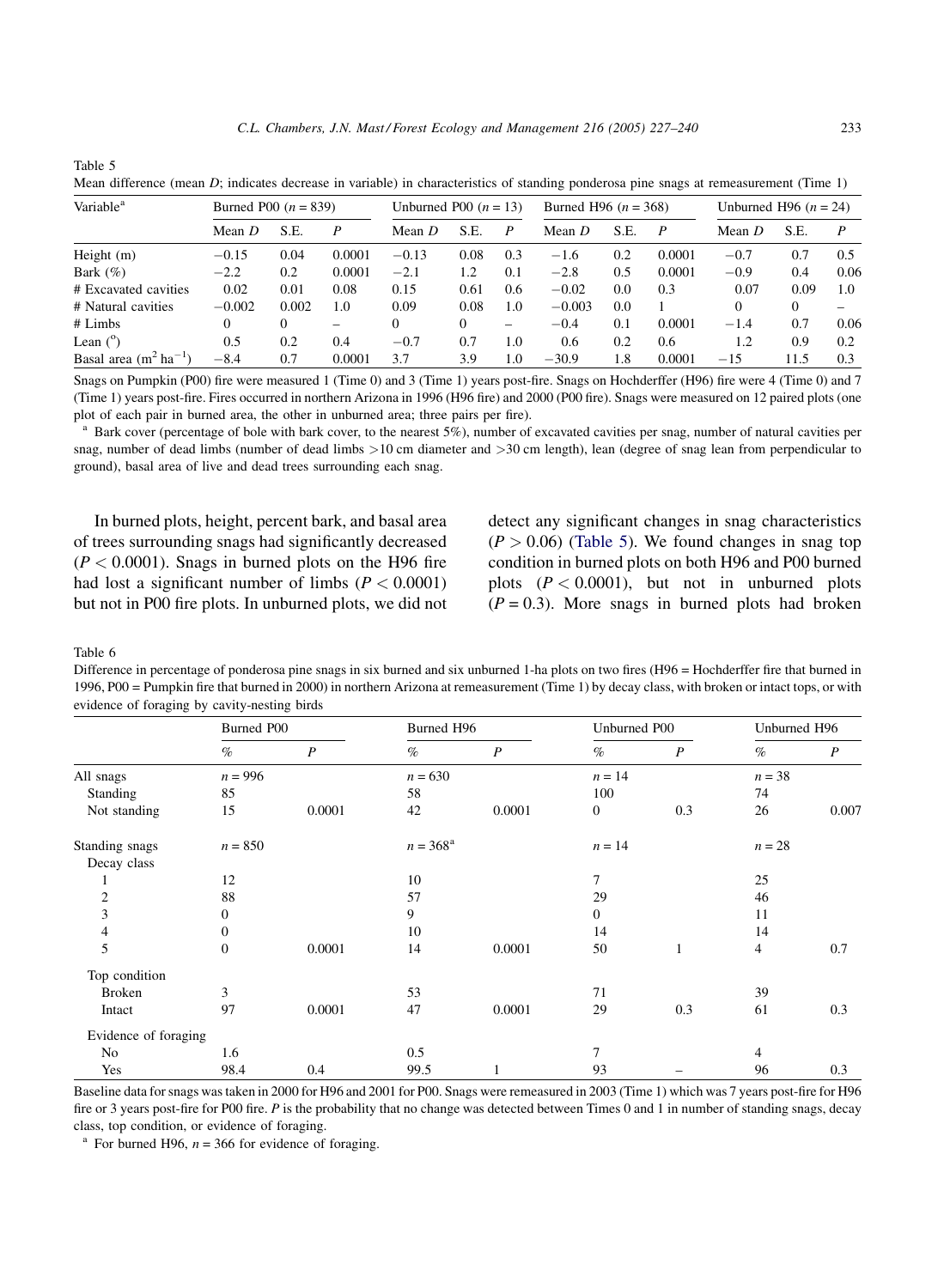Table 5
Mean difference (mean *D*; indicates decrease in variable) in characteristics of standing ponderosa pine snags at remeasurement (Time 1)

| Variable[a] | Burned P00 ($n = 839$) | | | Unburned P00 ($n = 13$) | | | Burned H96 ($n = 368$) | | | Unburned H96 ($n = 24$) | | |
|---|---|---|---|---|---|---|---|---|---|---|---|---|
| | Mean *D* | S.E. | *P* | Mean *D* | S.E. | *P* | Mean *D* | S.E. | *P* | Mean *D* | S.E. | *P* |
| Height (m) | −0.15 | 0.04 | 0.0001 | −0.13 | 0.08 | 0.3 | −1.6 | 0.2 | 0.0001 | −0.7 | 0.7 | 0.5 |
| Bark (%) | −2.2 | 0.2 | 0.0001 | −2.1 | 1.2 | 0.1 | −2.8 | 0.5 | 0.0001 | −0.9 | 0.4 | 0.06 |
| # Excavated cavities | 0.02 | 0.01 | 0.08 | 0.15 | 0.61 | 0.6 | −0.02 | 0.0 | 0.3 | 0.07 | 0.09 | 1.0 |
| # Natural cavities | −0.002 | 0.002 | 1.0 | 0.09 | 0.08 | 1.0 | −0.003 | 0.0 | 1 | 0 | 0 | – |
| # Limbs | 0 | 0 | – | 0 | 0 | – | −0.4 | 0.1 | 0.0001 | −1.4 | 0.7 | 0.06 |
| Lean (°) | 0.5 | 0.2 | 0.4 | −0.7 | 0.7 | 1.0 | 0.6 | 0.2 | 0.6 | 1.2 | 0.9 | 0.2 |
| Basal area ($m^2$ $ha^{-1}$) | −8.4 | 0.7 | 0.0001 | 3.7 | 3.9 | 1.0 | −30.9 | 1.8 | 0.0001 | −15 | 11.5 | 0.3 |

Snags on Pumpkin (P00) fire were measured 1 (Time 0) and 3 (Time 1) years post-fire. Snags on Hochderffer (H96) fire were 4 (Time 0) and 7 (Time 1) years post-fire. Fires occurred in northern Arizona in 1996 (H96 fire) and 2000 (P00 fire). Snags were measured on 12 paired plots (one plot of each pair in burned area, the other in unburned area; three pairs per fire).

[a] Bark cover (percentage of bole with bark cover, to the nearest 5%), number of excavated cavities per snag, number of natural cavities per snag, number of dead limbs (number of dead limbs >10 cm diameter and >30 cm length), lean (degree of snag lean from perpendicular to ground), basal area of live and dead trees surrounding each snag.

In burned plots, height, percent bark, and basal area of trees surrounding snags had significantly decreased ($P < 0.0001$). Snags in burned plots on the H96 fire had lost a significant number of limbs ($P < 0.0001$) but not in P00 fire plots. In unburned plots, we did not detect any significant changes in snag characteristics ($P > 0.06$) (Table 5). We found changes in snag top condition in burned plots on both H96 and P00 burned plots ($P < 0.0001$), but not in unburned plots ($P = 0.3$). More snags in burned plots had broken

Table 6
Difference in percentage of ponderosa pine snags in six burned and six unburned 1-ha plots on two fires (H96 = Hochderffer fire that burned in 1996, P00 = Pumpkin fire that burned in 2000) in northern Arizona at remeasurement (Time 1) by decay class, with broken or intact tops, or with evidence of foraging by cavity-nesting birds

| | Burned P00 | | Burned H96 | | Unburned P00 | | Unburned H96 | |
|---|---|---|---|---|---|---|---|---|
| | % | *P* | % | *P* | % | *P* | % | *P* |
| All snags | $n = 996$ | | $n = 630$ | | $n = 14$ | | $n = 38$ | |
| Standing | 85 | | 58 | | 100 | | 74 | |
| Not standing | 15 | 0.0001 | 42 | 0.0001 | 0 | 0.3 | 26 | 0.007 |
| Standing snags | $n = 850$ | | $n = 368$[a] | | $n = 14$ | | $n = 28$ | |
| Decay class | | | | | | | | |
| 1 | 12 | | 10 | | 7 | | 25 | |
| 2 | 88 | | 57 | | 29 | | 46 | |
| 3 | 0 | | 9 | | 0 | | 11 | |
| 4 | 0 | | 10 | | 14 | | 14 | |
| 5 | 0 | 0.0001 | 14 | 0.0001 | 50 | 1 | 4 | 0.7 |
| Top condition | | | | | | | | |
| Broken | 3 | | 53 | | 71 | | 39 | |
| Intact | 97 | 0.0001 | 47 | 0.0001 | 29 | 0.3 | 61 | 0.3 |
| Evidence of foraging | | | | | | | | |
| No | 1.6 | | 0.5 | | 7 | | 4 | |
| Yes | 98.4 | 0.4 | 99.5 | 1 | 93 | – | 96 | 0.3 |

Baseline data for snags was taken in 2000 for H96 and 2001 for P00. Snags were remeasured in 2003 (Time 1) which was 7 years post-fire for H96 fire or 3 years post-fire for P00 fire. *P* is the probability that no change was detected between Times 0 and 1 in number of standing snags, decay class, top condition, or evidence of foraging.

[a] For burned H96, $n = 366$ for evidence of foraging.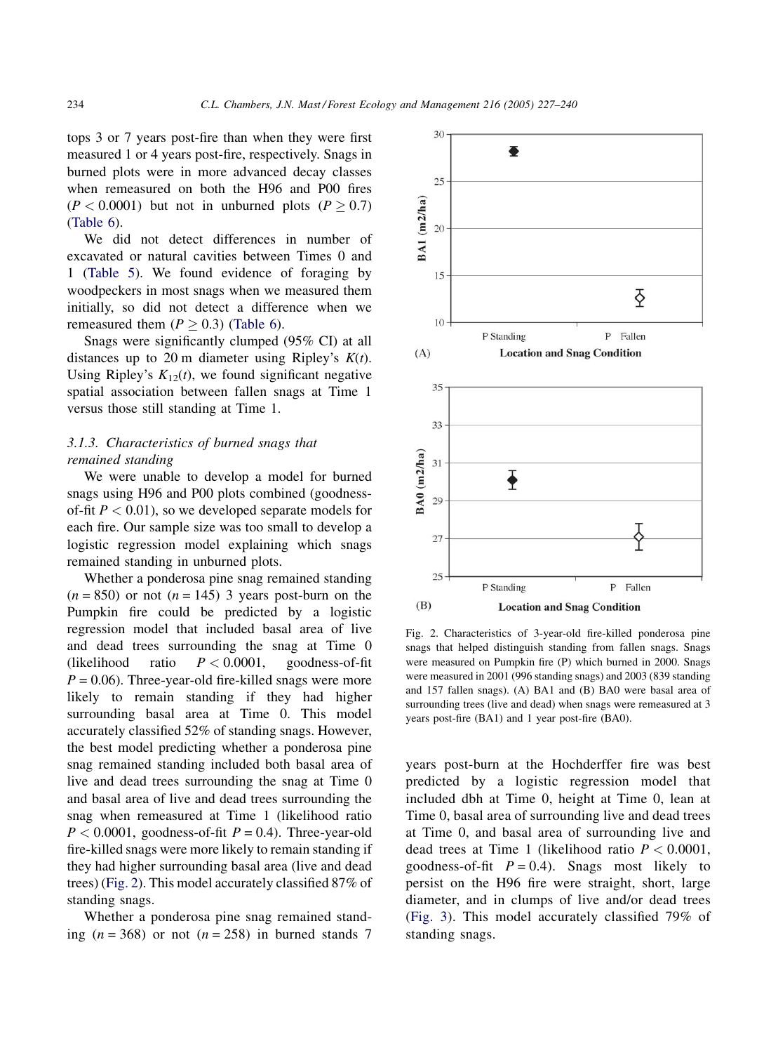tops 3 or 7 years post-fire than when they were first measured 1 or 4 years post-fire, respectively. Snags in burned plots were in more advanced decay classes when remeasured on both the H96 and P00 fires ($P < 0.0001$) but not in unburned plots ($P \geq 0.7$) (Table 6).

We did not detect differences in number of excavated or natural cavities between Times 0 and 1 (Table 5). We found evidence of foraging by woodpeckers in most snags when we measured them initially, so did not detect a difference when we remeasured them ($P \geq 0.3$) (Table 6).

Snags were significantly clumped (95% CI) at all distances up to 20 m diameter using Ripley's $K(t)$. Using Ripley's $K_{12}(t)$, we found significant negative spatial association between fallen snags at Time 1 versus those still standing at Time 1.

### 3.1.3. Characteristics of burned snags that remained standing

We were unable to develop a model for burned snags using H96 and P00 plots combined (goodness-of-fit $P < 0.01$), so we developed separate models for each fire. Our sample size was too small to develop a logistic regression model explaining which snags remained standing in unburned plots.

Whether a ponderosa pine snag remained standing ($n = 850$) or not ($n = 145$) 3 years post-burn on the Pumpkin fire could be predicted by a logistic regression model that included basal area of live and dead trees surrounding the snag at Time 0 (likelihood ratio $P < 0.0001$, goodness-of-fit $P = 0.06$). Three-year-old fire-killed snags were more likely to remain standing if they had higher surrounding basal area at Time 0. This model accurately classified 52% of standing snags. However, the best model predicting whether a ponderosa pine snag remained standing included both basal area of live and dead trees surrounding the snag at Time 0 and basal area of live and dead trees surrounding the snag when remeasured at Time 1 (likelihood ratio $P < 0.0001$, goodness-of-fit $P = 0.4$). Three-year-old fire-killed snags were more likely to remain standing if they had higher surrounding basal area (live and dead trees) (Fig. 2). This model accurately classified 87% of standing snags.

Whether a ponderosa pine snag remained standing ($n = 368$) or not ($n = 258$) in burned stands 7 years post-burn at the Hochderffer fire was best predicted by a logistic regression model that included dbh at Time 0, height at Time 0, lean at Time 0, basal area of surrounding live and dead trees at Time 0, and basal area of surrounding live and dead trees at Time 1 (likelihood ratio $P < 0.0001$, goodness-of-fit $P = 0.4$). Snags most likely to persist on the H96 fire were straight, short, large diameter, and in clumps of live and/or dead trees (Fig. 3). This model accurately classified 79% of standing snags.

Fig. 2. Characteristics of 3-year-old fire-killed ponderosa pine snags that helped distinguish standing from fallen snags. Snags were measured on Pumpkin fire (P) which burned in 2000. Snags were measured in 2001 (996 standing snags) and 2003 (839 standing and 157 fallen snags). (A) BA1 and (B) BA0 were basal area of surrounding trees (live and dead) when snags were remeasured at 3 years post-fire (BA1) and 1 year post-fire (BA0).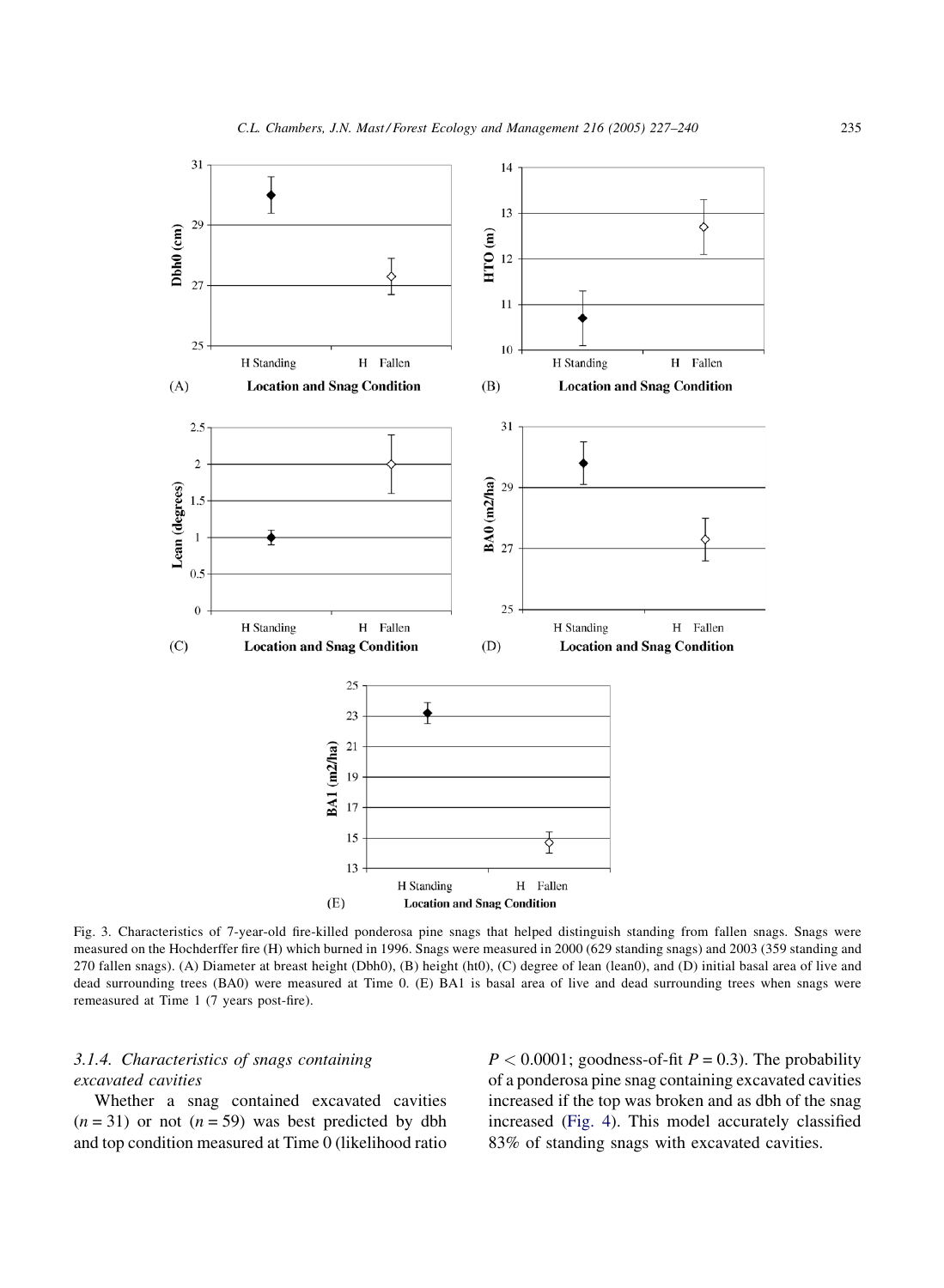Fig. 3. Characteristics of 7-year-old fire-killed ponderosa pine snags that helped distinguish standing from fallen snags. Snags were measured on the Hochderffer fire (H) which burned in 1996. Snags were measured in 2000 (629 standing snags) and 2003 (359 standing and 270 fallen snags). (A) Diameter at breast height (Dbh0), (B) height (ht0), (C) degree of lean (lean0), and (D) initial basal area of live and dead surrounding trees (BA0) were measured at Time 0. (E) BA1 is basal area of live and dead surrounding trees when snags were remeasured at Time 1 (7 years post-fire).

#### 3.1.4. Characteristics of snags containing excavated cavities

Whether a snag contained excavated cavities ($n = 31$) or not ($n = 59$) was best predicted by dbh and top condition measured at Time 0 (likelihood ratio $P < 0.0001$; goodness-of-fit $P = 0.3$). The probability of a ponderosa pine snag containing excavated cavities increased if the top was broken and as dbh of the snag increased (Fig. 4). This model accurately classified 83% of standing snags with excavated cavities.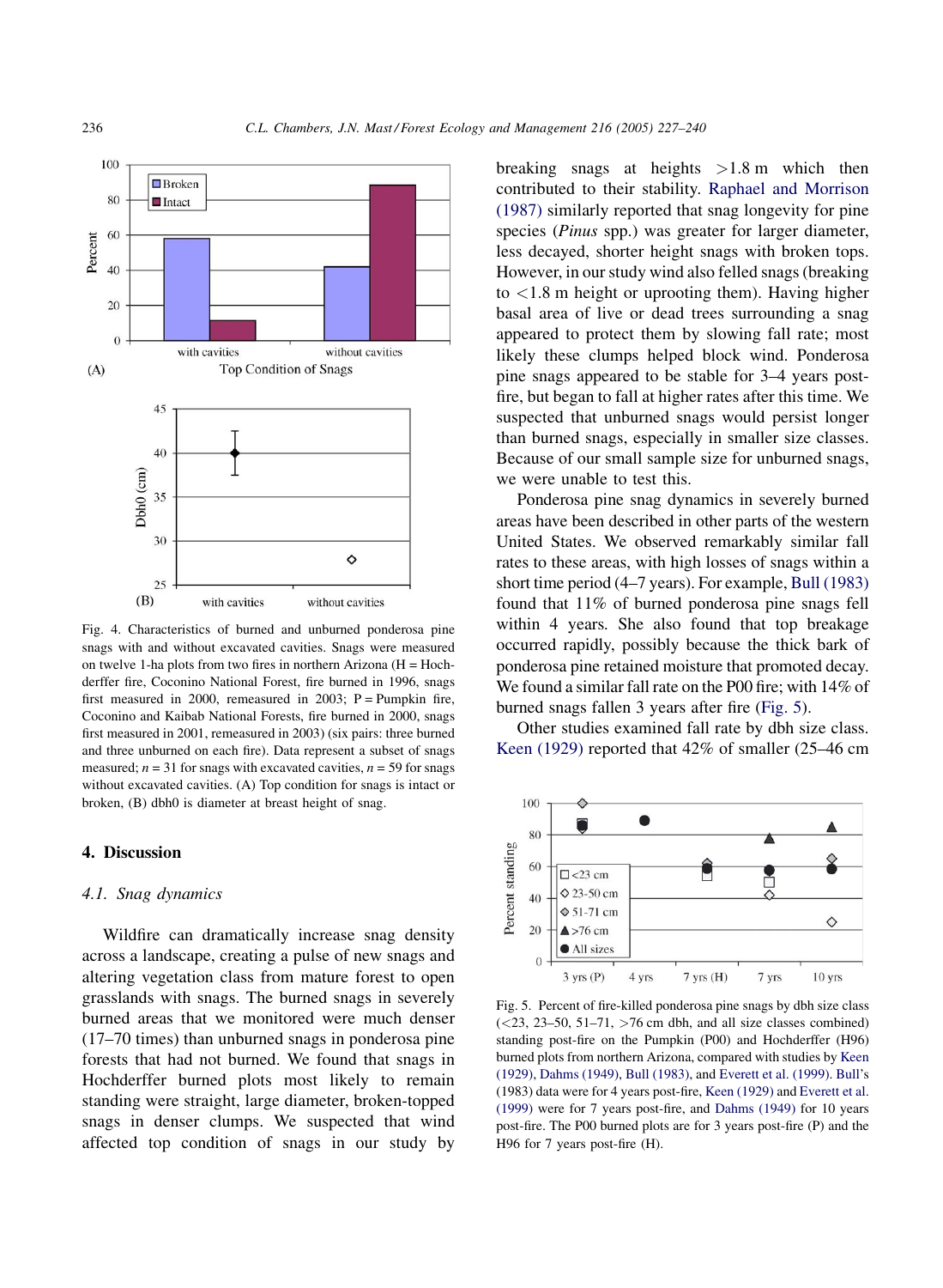Fig. 4. Characteristics of burned and unburned ponderosa pine snags with and without excavated cavities. Snags were measured on twelve 1-ha plots from two fires in northern Arizona (H = Hochderffer fire, Coconino National Forest, fire burned in 1996, snags first measured in 2000, remeasured in 2003; P = Pumpkin fire, Coconino and Kaibab National Forests, fire burned in 2000, snags first measured in 2001, remeasured in 2003) (six pairs: three burned and three unburned on each fire). Data represent a subset of snags measured; $n = 31$ for snags with excavated cavities, $n = 59$ for snags without excavated cavities. (A) Top condition for snags is intact or broken, (B) dbh0 is diameter at breast height of snag.

## 4. Discussion

### 4.1. Snag dynamics

Wildfire can dramatically increase snag density across a landscape, creating a pulse of new snags and altering vegetation class from mature forest to open grasslands with snags. The burned snags in severely burned areas that we monitored were much denser (17–70 times) than unburned snags in ponderosa pine forests that had not burned. We found that snags in Hochderffer burned plots most likely to remain standing were straight, large diameter, broken-topped snags in denser clumps. We suspected that wind affected top condition of snags in our study by breaking snags at heights >1.8 m which then contributed to their stability. Raphael and Morrison (1987) similarly reported that snag longevity for pine species (*Pinus* spp.) was greater for larger diameter, less decayed, shorter height snags with broken tops. However, in our study wind also felled snags (breaking to <1.8 m height or uprooting them). Having higher basal area of live or dead trees surrounding a snag appeared to protect them by slowing fall rate; most likely these clumps helped block wind. Ponderosa pine snags appeared to be stable for 3–4 years post-fire, but began to fall at higher rates after this time. We suspected that unburned snags would persist longer than burned snags, especially in smaller size classes. Because of our small sample size for unburned snags, we were unable to test this.

Ponderosa pine snag dynamics in severely burned areas have been described in other parts of the western United States. We observed remarkably similar fall rates to these areas, with high losses of snags within a short time period (4–7 years). For example, Bull (1983) found that 11% of burned ponderosa pine snags fell within 4 years. She also found that top breakage occurred rapidly, possibly because the thick bark of ponderosa pine retained moisture that promoted decay. We found a similar fall rate on the P00 fire; with 14% of burned snags fallen 3 years after fire (Fig. 5).

Other studies examined fall rate by dbh size class. Keen (1929) reported that 42% of smaller (25–46 cm

Fig. 5. Percent of fire-killed ponderosa pine snags by dbh size class (<23, 23–50, 51–71, >76 cm dbh, and all size classes combined) standing post-fire on the Pumpkin (P00) and Hochderffer (H96) burned plots from northern Arizona, compared with studies by Keen (1929), Dahms (1949), Bull (1983), and Everett et al. (1999). Bull's (1983) data were for 4 years post-fire, Keen (1929) and Everett et al. (1999) were for 7 years post-fire, and Dahms (1949) for 10 years post-fire. The P00 burned plots are for 3 years post-fire (P) and the H96 for 7 years post-fire (H).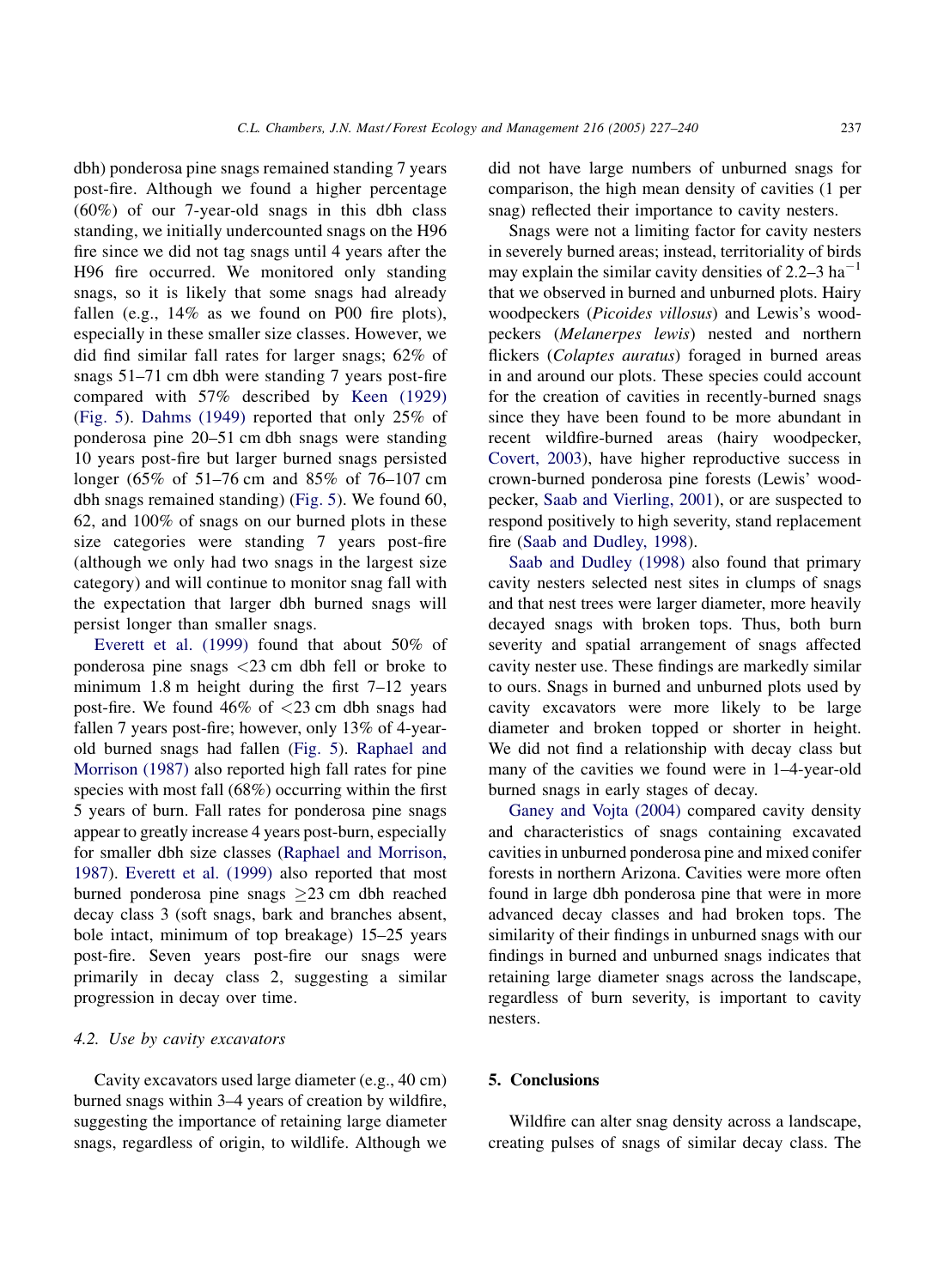dbh) ponderosa pine snags remained standing 7 years post-fire. Although we found a higher percentage (60%) of our 7-year-old snags in this dbh class standing, we initially undercounted snags on the H96 fire since we did not tag snags until 4 years after the H96 fire occurred. We monitored only standing snags, so it is likely that some snags had already fallen (e.g., 14% as we found on P00 fire plots), especially in these smaller size classes. However, we did find similar fall rates for larger snags; 62% of snags 51–71 cm dbh were standing 7 years post-fire compared with 57% described by Keen (1929) (Fig. 5). Dahms (1949) reported that only 25% of ponderosa pine 20–51 cm dbh snags were standing 10 years post-fire but larger burned snags persisted longer (65% of 51–76 cm and 85% of 76–107 cm dbh snags remained standing) (Fig. 5). We found 60, 62, and 100% of snags on our burned plots in these size categories were standing 7 years post-fire (although we only had two snags in the largest size category) and will continue to monitor snag fall with the expectation that larger dbh burned snags will persist longer than smaller snags.

Everett et al. (1999) found that about 50% of ponderosa pine snags <23 cm dbh fell or broke to minimum 1.8 m height during the first 7–12 years post-fire. We found 46% of <23 cm dbh snags had fallen 7 years post-fire; however, only 13% of 4-year-old burned snags had fallen (Fig. 5). Raphael and Morrison (1987) also reported high fall rates for pine species with most fall (68%) occurring within the first 5 years of burn. Fall rates for ponderosa pine snags appear to greatly increase 4 years post-burn, especially for smaller dbh size classes (Raphael and Morrison, 1987). Everett et al. (1999) also reported that most burned ponderosa pine snags ≥23 cm dbh reached decay class 3 (soft snags, bark and branches absent, bole intact, minimum of top breakage) 15–25 years post-fire. Seven years post-fire our snags were primarily in decay class 2, suggesting a similar progression in decay over time.

### 4.2. Use by cavity excavators

Cavity excavators used large diameter (e.g., 40 cm) burned snags within 3–4 years of creation by wildfire, suggesting the importance of retaining large diameter snags, regardless of origin, to wildlife. Although we did not have large numbers of unburned snags for comparison, the high mean density of cavities (1 per snag) reflected their importance to cavity nesters.

Snags were not a limiting factor for cavity nesters in severely burned areas; instead, territoriality of birds may explain the similar cavity densities of 2.2–3 $ha^{-1}$ that we observed in burned and unburned plots. Hairy woodpeckers (*Picoides villosus*) and Lewis's woodpeckers (*Melanerpes lewis*) nested and northern flickers (*Colaptes auratus*) foraged in burned areas in and around our plots. These species could account for the creation of cavities in recently-burned snags since they have been found to be more abundant in recent wildfire-burned areas (hairy woodpecker, Covert, 2003), have higher reproductive success in crown-burned ponderosa pine forests (Lewis' woodpecker, Saab and Vierling, 2001), or are suspected to respond positively to high severity, stand replacement fire (Saab and Dudley, 1998).

Saab and Dudley (1998) also found that primary cavity nesters selected nest sites in clumps of snags and that nest trees were larger diameter, more heavily decayed snags with broken tops. Thus, both burn severity and spatial arrangement of snags affected cavity nester use. These findings are markedly similar to ours. Snags in burned and unburned plots used by cavity excavators were more likely to be large diameter and broken topped or shorter in height. We did not find a relationship with decay class but many of the cavities we found were in 1–4-year-old burned snags in early stages of decay.

Ganey and Vojta (2004) compared cavity density and characteristics of snags containing excavated cavities in unburned ponderosa pine and mixed conifer forests in northern Arizona. Cavities were more often found in large dbh ponderosa pine that were in more advanced decay classes and had broken tops. The similarity of their findings in unburned snags with our findings in burned and unburned snags indicates that retaining large diameter snags across the landscape, regardless of burn severity, is important to cavity nesters.

## 5. Conclusions

Wildfire can alter snag density across a landscape, creating pulses of snags of similar decay class. The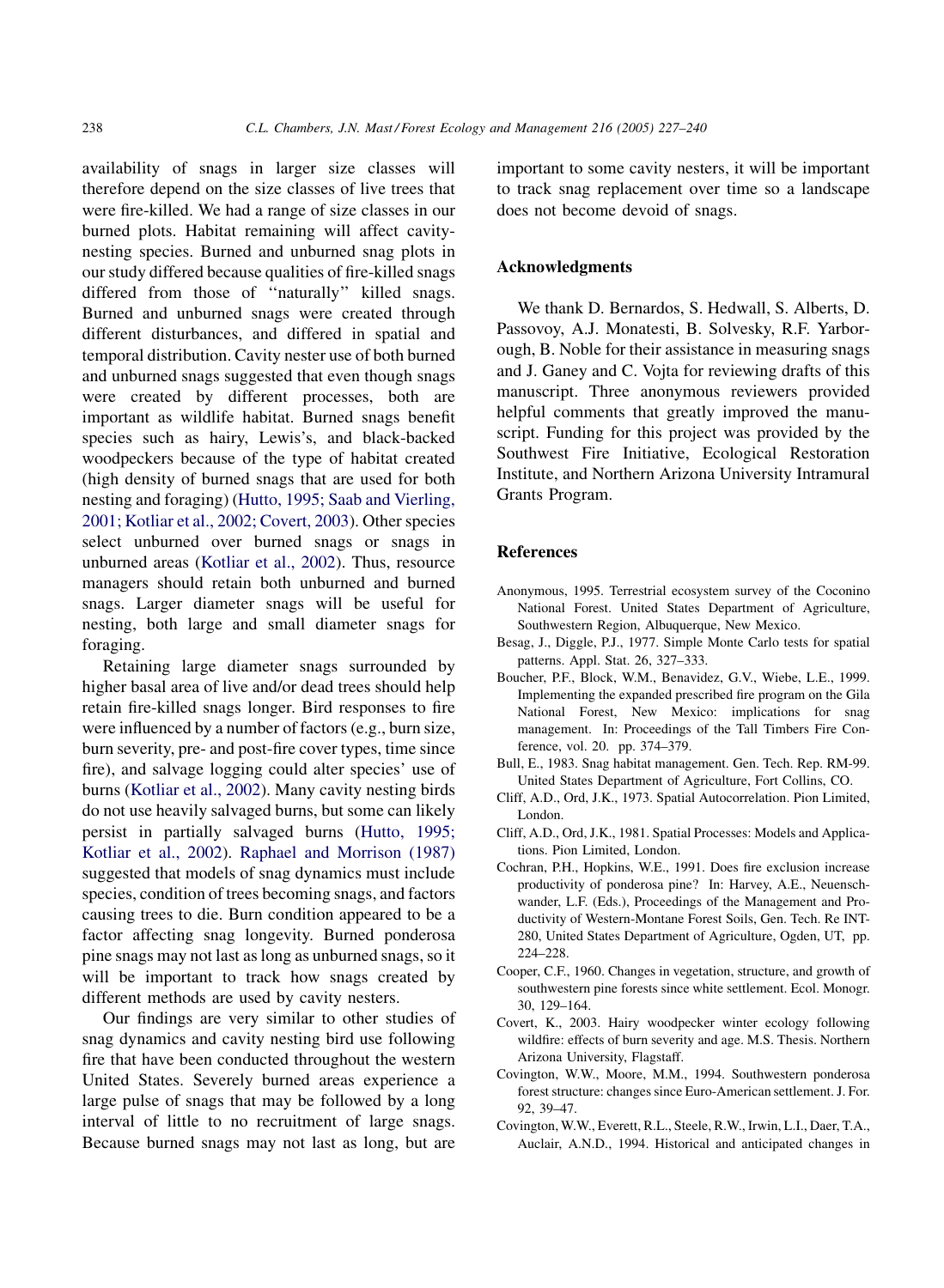availability of snags in larger size classes will therefore depend on the size classes of live trees that were fire-killed. We had a range of size classes in our burned plots. Habitat remaining will affect cavity-nesting species. Burned and unburned snag plots in our study differed because qualities of fire-killed snags differed from those of ''naturally'' killed snags. Burned and unburned snags were created through different disturbances, and differed in spatial and temporal distribution. Cavity nester use of both burned and unburned snags suggested that even though snags were created by different processes, both are important as wildlife habitat. Burned snags benefit species such as hairy, Lewis's, and black-backed woodpeckers because of the type of habitat created (high density of burned snags that are used for both nesting and foraging) (Hutto, 1995; Saab and Vierling, 2001; Kotliar et al., 2002; Covert, 2003). Other species select unburned over burned snags or snags in unburned areas (Kotliar et al., 2002). Thus, resource managers should retain both unburned and burned snags. Larger diameter snags will be useful for nesting, both large and small diameter snags for foraging.

Retaining large diameter snags surrounded by higher basal area of live and/or dead trees should help retain fire-killed snags longer. Bird responses to fire were influenced by a number of factors (e.g., burn size, burn severity, pre- and post-fire cover types, time since fire), and salvage logging could alter species' use of burns (Kotliar et al., 2002). Many cavity nesting birds do not use heavily salvaged burns, but some can likely persist in partially salvaged burns (Hutto, 1995; Kotliar et al., 2002). Raphael and Morrison (1987) suggested that models of snag dynamics must include species, condition of trees becoming snags, and factors causing trees to die. Burn condition appeared to be a factor affecting snag longevity. Burned ponderosa pine snags may not last as long as unburned snags, so it will be important to track how snags created by different methods are used by cavity nesters.

Our findings are very similar to other studies of snag dynamics and cavity nesting bird use following fire that have been conducted throughout the western United States. Severely burned areas experience a large pulse of snags that may be followed by a long interval of little to no recruitment of large snags. Because burned snags may not last as long, but are important to some cavity nesters, it will be important to track snag replacement over time so a landscape does not become devoid of snags.

## Acknowledgments

We thank D. Bernardos, S. Hedwall, S. Alberts, D. Passovoy, A.J. Monatesti, B. Solvesky, R.F. Yarborough, B. Noble for their assistance in measuring snags and J. Ganey and C. Vojta for reviewing drafts of this manuscript. Three anonymous reviewers provided helpful comments that greatly improved the manuscript. Funding for this project was provided by the Southwest Fire Initiative, Ecological Restoration Institute, and Northern Arizona University Intramural Grants Program.

## References

Anonymous, 1995. Terrestrial ecosystem survey of the Coconino National Forest. United States Department of Agriculture, Southwestern Region, Albuquerque, New Mexico.

Besag, J., Diggle, P.J., 1977. Simple Monte Carlo tests for spatial patterns. Appl. Stat. 26, 327–333.

Boucher, P.F., Block, W.M., Benavidez, G.V., Wiebe, L.E., 1999. Implementing the expanded prescribed fire program on the Gila National Forest, New Mexico: implications for snag management. In: Proceedings of the Tall Timbers Fire Conference, vol. 20. pp. 374–379.

Bull, E., 1983. Snag habitat management. Gen. Tech. Rep. RM-99. United States Department of Agriculture, Fort Collins, CO.

Cliff, A.D., Ord, J.K., 1973. Spatial Autocorrelation. Pion Limited, London.

Cliff, A.D., Ord, J.K., 1981. Spatial Processes: Models and Applications. Pion Limited, London.

Cochran, P.H., Hopkins, W.E., 1991. Does fire exclusion increase productivity of ponderosa pine? In: Harvey, A.E., Neuenschwander, L.F. (Eds.), Proceedings of the Management and Productivity of Western-Montane Forest Soils, Gen. Tech. Re INT-280, United States Department of Agriculture, Ogden, UT, pp. 224–228.

Cooper, C.F., 1960. Changes in vegetation, structure, and growth of southwestern pine forests since white settlement. Ecol. Monogr. 30, 129–164.

Covert, K., 2003. Hairy woodpecker winter ecology following wildfire: effects of burn severity and age. M.S. Thesis. Northern Arizona University, Flagstaff.

Covington, W.W., Moore, M.M., 1994. Southwestern ponderosa forest structure: changes since Euro-American settlement. J. For. 92, 39–47.

Covington, W.W., Everett, R.L., Steele, R.W., Irwin, L.I., Daer, T.A., Auclair, A.N.D., 1994. Historical and anticipated changes in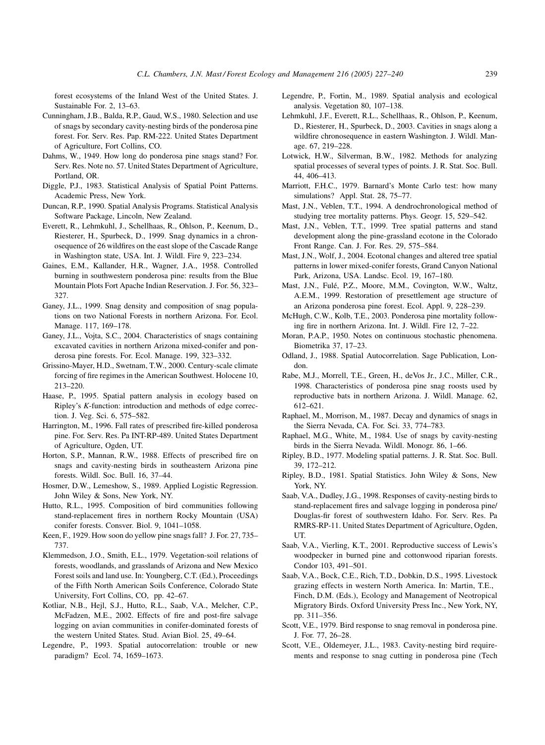forest ecosystems of the Inland West of the United States. J. Sustainable For. 2, 13–63.

Cunningham, J.B., Balda, R.P., Gaud, W.S., 1980. Selection and use of snags by secondary cavity-nesting birds of the ponderosa pine forest. For. Serv. Res. Pap. RM-222. United States Department of Agriculture, Fort Collins, CO.

Dahms, W., 1949. How long do ponderosa pine snags stand? For. Serv. Res. Note no. 57. United States Department of Agriculture, Portland, OR.

Diggle, P.J., 1983. Statistical Analysis of Spatial Point Patterns. Academic Press, New York.

Duncan, R.P., 1990. Spatial Analysis Programs. Statistical Analysis Software Package, Lincoln, New Zealand.

Everett, R., Lehmkuhl, J., Schellhaas, R., Ohlson, P., Keenum, D., Riesterer, H., Spurbeck, D., 1999. Snag dynamics in a chronosequence of 26 wildfires on the east slope of the Cascade Range in Washington state, USA. Int. J. Wildl. Fire 9, 223–234.

Gaines, E.M., Kallander, H.R., Wagner, J.A., 1958. Controlled burning in southwestern ponderosa pine: results from the Blue Mountain Plots Fort Apache Indian Reservation. J. For. 56, 323–327.

Ganey, J.L., 1999. Snag density and composition of snag populations on two National Forests in northern Arizona. For. Ecol. Manage. 117, 169–178.

Ganey, J.L., Vojta, S.C., 2004. Characteristics of snags containing excavated cavities in northern Arizona mixed-conifer and ponderosa pine forests. For. Ecol. Manage. 199, 323–332.

Grissino-Mayer, H.D., Swetnam, T.W., 2000. Century-scale climate forcing of fire regimes in the American Southwest. Holocene 10, 213–220.

Haase, P., 1995. Spatial pattern analysis in ecology based on Ripley's *K*-function: introduction and methods of edge correction. J. Veg. Sci. 6, 575–582.

Harrington, M., 1996. Fall rates of prescribed fire-killed ponderosa pine. For. Serv. Res. Pa INT-RP-489. United States Department of Agriculture, Ogden, UT.

Horton, S.P., Mannan, R.W., 1988. Effects of prescribed fire on snags and cavity-nesting birds in southeastern Arizona pine forests. Wildl. Soc. Bull. 16, 37–44.

Hosmer, D.W., Lemeshow, S., 1989. Applied Logistic Regression. John Wiley & Sons, New York, NY.

Hutto, R.L., 1995. Composition of bird communities following stand-replacement fires in northern Rocky Mountain (USA) conifer forests. Consver. Biol. 9, 1041–1058.

Keen, F., 1929. How soon do yellow pine snags fall? J. For. 27, 735–737.

Klemmedson, J.O., Smith, E.L., 1979. Vegetation-soil relations of forests, woodlands, and grasslands of Arizona and New Mexico Forest soils and land use. In: Youngberg, C.T. (Ed.), Proceedings of the Fifth North American Soils Conference, Colorado State University, Fort Collins, CO, pp. 42–67.

Kotliar, N.B., Hejl, S.J., Hutto, R.L., Saab, V.A., Melcher, C.P., McFadzen, M.E., 2002. Effects of fire and post-fire salvage logging on avian communities in conifer-dominated forests of the western United States. Stud. Avian Biol. 25, 49–64.

Legendre, P., 1993. Spatial autocorrelation: trouble or new paradigm? Ecol. 74, 1659–1673.

Legendre, P., Fortin, M., 1989. Spatial analysis and ecological analysis. Vegetation 80, 107–138.

Lehmkuhl, J.F., Everett, R.L., Schellhaas, R., Ohlson, P., Keenum, D., Riesterer, H., Spurbeck, D., 2003. Cavities in snags along a wildfire chronosequence in eastern Washington. J. Wildl. Manage. 67, 219–228.

Lotwick, H.W., Silverman, B.W., 1982. Methods for analyzing spatial processes of several types of points. J. R. Stat. Soc. Bull. 44, 406–413.

Marriott, F.H.C., 1979. Barnard's Monte Carlo test: how many simulations? Appl. Stat. 28, 75–77.

Mast, J.N., Veblen, T.T., 1994. A dendrochronological method of studying tree mortality patterns. Phys. Geogr. 15, 529–542.

Mast, J.N., Veblen, T.T., 1999. Tree spatial patterns and stand development along the pine-grassland ecotone in the Colorado Front Range. Can. J. For. Res. 29, 575–584.

Mast, J.N., Wolf, J., 2004. Ecotonal changes and altered tree spatial patterns in lower mixed-conifer forests, Grand Canyon National Park, Arizona, USA. Landsc. Ecol. 19, 167–180.

Mast, J.N., Fulé, P.Z., Moore, M.M., Covington, W.W., Waltz, A.E.M., 1999. Restoration of presettlement age structure of an Arizona ponderosa pine forest. Ecol. Appl. 9, 228–239.

McHugh, C.W., Kolb, T.E., 2003. Ponderosa pine mortality following fire in northern Arizona. Int. J. Wildl. Fire 12, 7–22.

Moran, P.A.P., 1950. Notes on continuous stochastic phenomena. Biometrika 37, 17–23.

Odland, J., 1988. Spatial Autocorrelation. Sage Publication, London.

Rabe, M.J., Morrell, T.E., Green, H., deVos Jr., J.C., Miller, C.R., 1998. Characteristics of ponderosa pine snag roosts used by reproductive bats in northern Arizona. J. Wildl. Manage. 62, 612–621.

Raphael, M., Morrison, M., 1987. Decay and dynamics of snags in the Sierra Nevada, CA. For. Sci. 33, 774–783.

Raphael, M.G., White, M., 1984. Use of snags by cavity-nesting birds in the Sierra Nevada. Wildl. Monogr. 86, 1–66.

Ripley, B.D., 1977. Modeling spatial patterns. J. R. Stat. Soc. Bull. 39, 172–212.

Ripley, B.D., 1981. Spatial Statistics. John Wiley & Sons, New York, NY.

Saab, V.A., Dudley, J.G., 1998. Responses of cavity-nesting birds to stand-replacement fires and salvage logging in ponderosa pine/Douglas-fir forest of southwestern Idaho. For. Serv. Res. Pa RMRS-RP-11. United States Department of Agriculture, Ogden, UT.

Saab, V.A., Vierling, K.T., 2001. Reproductive success of Lewis's woodpecker in burned pine and cottonwood riparian forests. Condor 103, 491–501.

Saab, V.A., Bock, C.E., Rich, T.D., Dobkin, D.S., 1995. Livestock grazing effects in western North America. In: Martin, T.E., Finch, D.M. (Eds.), Ecology and Management of Neotropical Migratory Birds. Oxford University Press Inc., New York, NY, pp. 311–356.

Scott, V.E., 1979. Bird response to snag removal in ponderosa pine. J. For. 77, 26–28.

Scott, V.E., Oldemeyer, J.L., 1983. Cavity-nesting bird requirements and response to snag cutting in ponderosa pine (Tech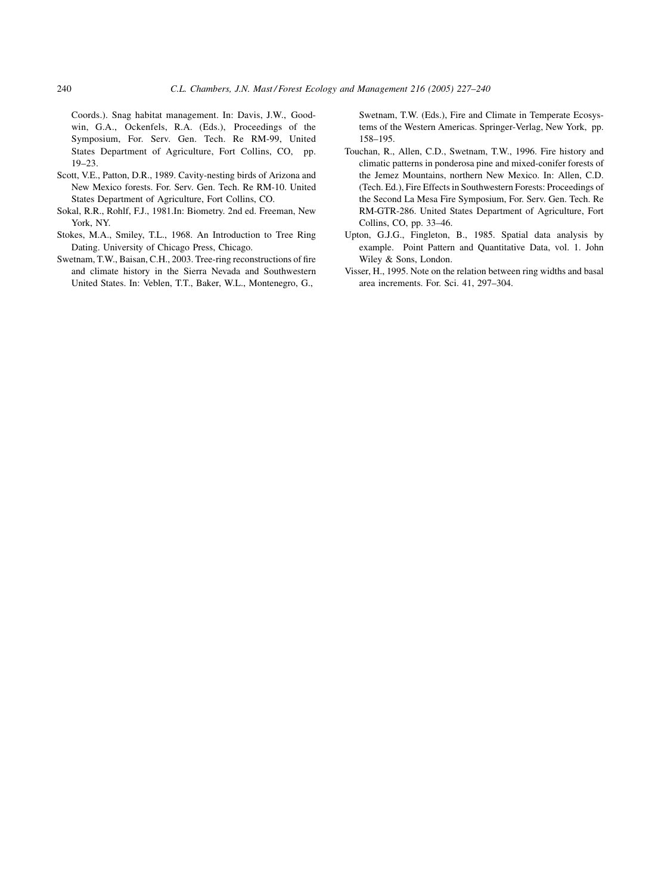Coords.). Snag habitat management. In: Davis, J.W., Goodwin, G.A., Ockenfels, R.A. (Eds.), Proceedings of the Symposium, For. Serv. Gen. Tech. Re RM-99, United States Department of Agriculture, Fort Collins, CO, pp. 19–23.

Scott, V.E., Patton, D.R., 1989. Cavity-nesting birds of Arizona and New Mexico forests. For. Serv. Gen. Tech. Re RM-10. United States Department of Agriculture, Fort Collins, CO.

Sokal, R.R., Rohlf, F.J., 1981.In: Biometry. 2nd ed. Freeman, New York, NY.

Stokes, M.A., Smiley, T.L., 1968. An Introduction to Tree Ring Dating. University of Chicago Press, Chicago.

Swetnam, T.W., Baisan, C.H., 2003. Tree-ring reconstructions of fire and climate history in the Sierra Nevada and Southwestern United States. In: Veblen, T.T., Baker, W.L., Montenegro, G., Swetnam, T.W. (Eds.), Fire and Climate in Temperate Ecosystems of the Western Americas. Springer-Verlag, New York, pp. 158–195.

Touchan, R., Allen, C.D., Swetnam, T.W., 1996. Fire history and climatic patterns in ponderosa pine and mixed-conifer forests of the Jemez Mountains, northern New Mexico. In: Allen, C.D. (Tech. Ed.), Fire Effects in Southwestern Forests: Proceedings of the Second La Mesa Fire Symposium, For. Serv. Gen. Tech. Re RM-GTR-286. United States Department of Agriculture, Fort Collins, CO, pp. 33–46.

Upton, G.J.G., Fingleton, B., 1985. Spatial data analysis by example. Point Pattern and Quantitative Data, vol. 1. John Wiley & Sons, London.

Visser, H., 1995. Note on the relation between ring widths and basal area increments. For. Sci. 41, 297–304.